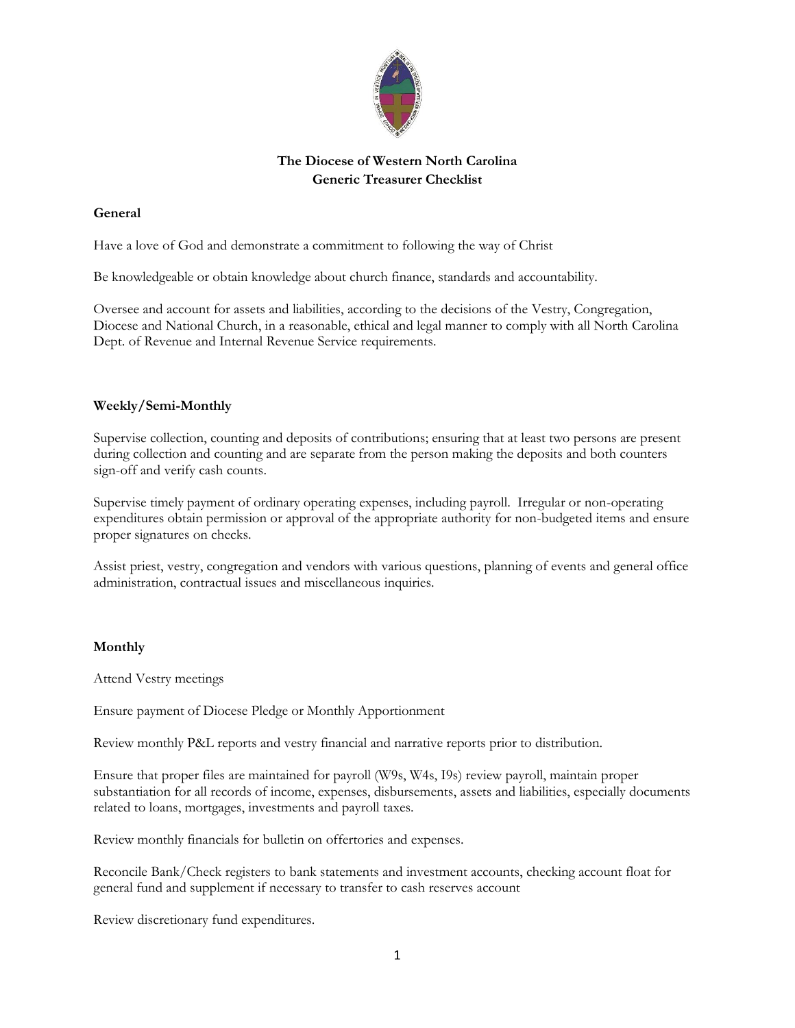# The Diocese of Western North Carolina
## Generic Treasurer Checklist

### General

Have a love of God and demonstrate a commitment to following the way of Christ

Be knowledgeable or obtain knowledge about church finance, standards and accountability.

Oversee and account for assets and liabilities, according to the decisions of the Vestry, Congregation, Diocese and National Church, in a reasonable, ethical and legal manner to comply with all North Carolina Dept. of Revenue and Internal Revenue Service requirements.

### Weekly/Semi-Monthly

Supervise collection, counting and deposits of contributions; ensuring that at least two persons are present during collection and counting and are separate from the person making the deposits and both counters sign-off and verify cash counts.

Supervise timely payment of ordinary operating expenses, including payroll. Irregular or non-operating expenditures obtain permission or approval of the appropriate authority for non-budgeted items and ensure proper signatures on checks.

Assist priest, vestry, congregation and vendors with various questions, planning of events and general office administration, contractual issues and miscellaneous inquiries.

### Monthly

Attend Vestry meetings

Ensure payment of Diocese Pledge or Monthly Apportionment

Review monthly P&L reports and vestry financial and narrative reports prior to distribution.

Ensure that proper files are maintained for payroll (W9s, W4s, I9s) review payroll, maintain proper substantiation for all records of income, expenses, disbursements, assets and liabilities, especially documents related to loans, mortgages, investments and payroll taxes.

Review monthly financials for bulletin on offertories and expenses.

Reconcile Bank/Check registers to bank statements and investment accounts, checking account float for general fund and supplement if necessary to transfer to cash reserves account

Review discretionary fund expenditures.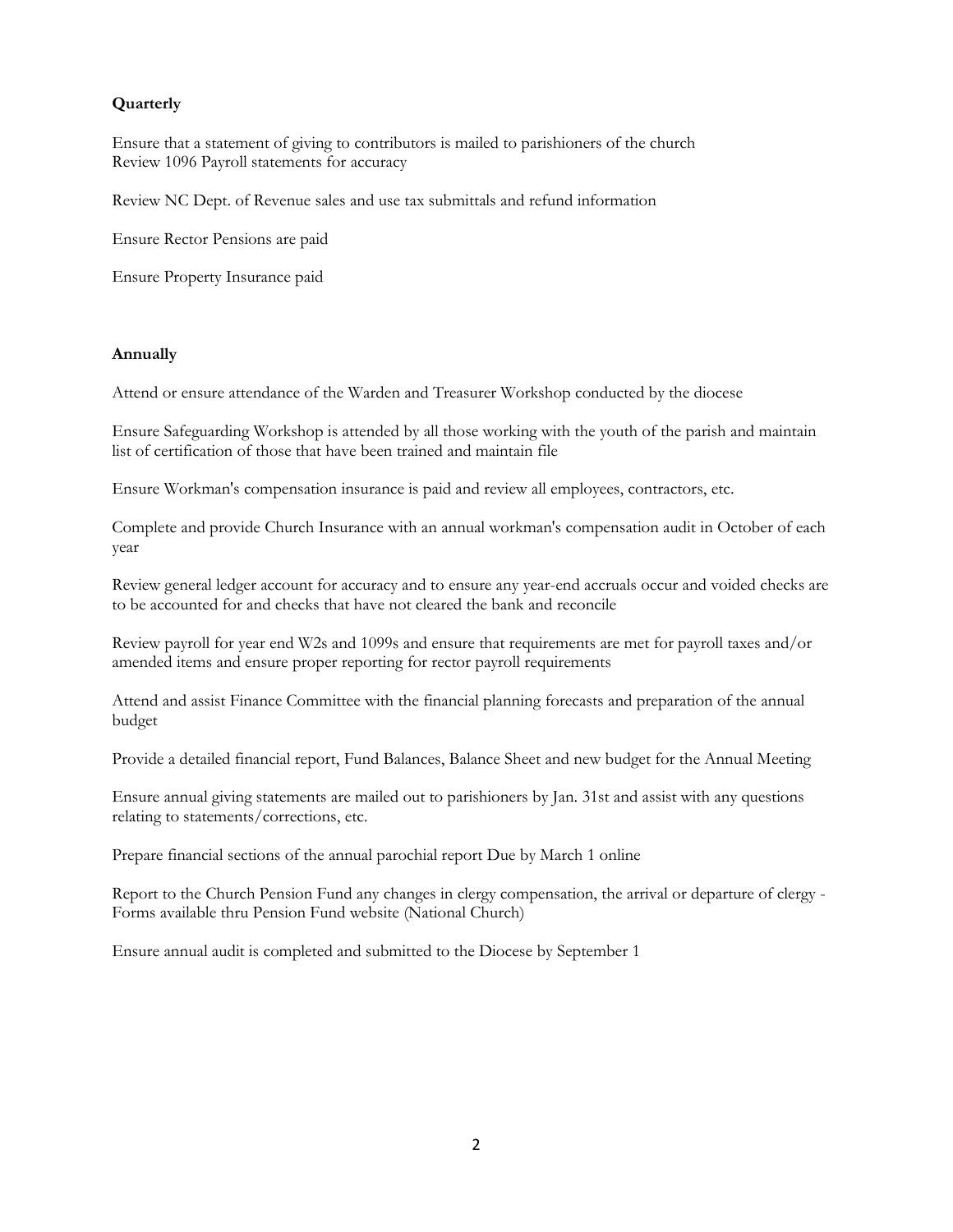**Quarterly**

Ensure that a statement of giving to contributors is mailed to parishioners of the church
Review 1096 Payroll statements for accuracy

Review NC Dept. of Revenue sales and use tax submittals and refund information

Ensure Rector Pensions are paid

Ensure Property Insurance paid

**Annually**

Attend or ensure attendance of the Warden and Treasurer Workshop conducted by the diocese

Ensure Safeguarding Workshop is attended by all those working with the youth of the parish and maintain list of certification of those that have been trained and maintain file

Ensure Workman's compensation insurance is paid and review all employees, contractors, etc.

Complete and provide Church Insurance with an annual workman's compensation audit in October of each year

Review general ledger account for accuracy and to ensure any year-end accruals occur and voided checks are to be accounted for and checks that have not cleared the bank and reconcile

Review payroll for year end W2s and 1099s and ensure that requirements are met for payroll taxes and/or amended items and ensure proper reporting for rector payroll requirements

Attend and assist Finance Committee with the financial planning forecasts and preparation of the annual budget

Provide a detailed financial report, Fund Balances, Balance Sheet and new budget for the Annual Meeting

Ensure annual giving statements are mailed out to parishioners by Jan. 31st and assist with any questions relating to statements/corrections, etc.

Prepare financial sections of the annual parochial report Due by March 1 online

Report to the Church Pension Fund any changes in clergy compensation, the arrival or departure of clergy - Forms available thru Pension Fund website (National Church)

Ensure annual audit is completed and submitted to the Diocese by September 1